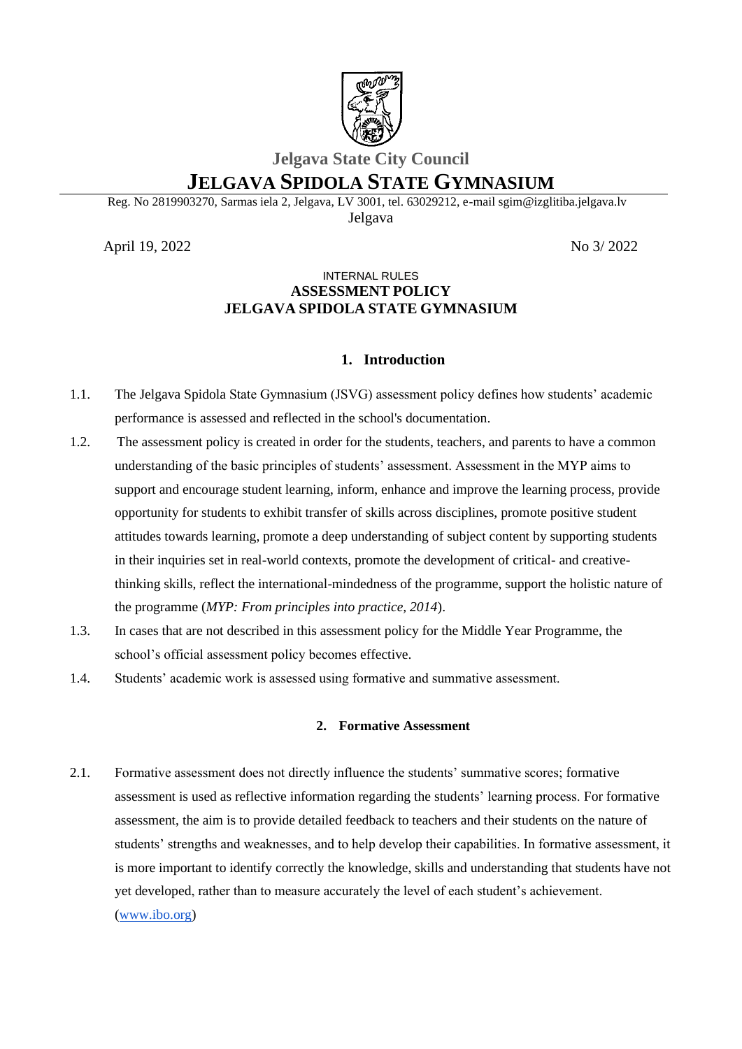Jelgava State City Council

# JELGAVA SPIDOLA STATE GYMNASIUM

Reg. No 2819903270, Sarmas iela 2, Jelgava, LV 3001, tel. 63029212, e-mail sgim@izglitiba.jelgava.lv

Jelgava

April 19, 2022 No 3/ 2022

INTERNAL RULES

**ASSESSMENT POLICY**

**JELGAVA SPIDOLA STATE GYMNASIUM**

## 1. Introduction

1.1. The Jelgava Spidola State Gymnasium (JSVG) assessment policy defines how students' academic performance is assessed and reflected in the school's documentation.

1.2. The assessment policy is created in order for the students, teachers, and parents to have a common understanding of the basic principles of students' assessment. Assessment in the MYP aims to support and encourage student learning, inform, enhance and improve the learning process, provide opportunity for students to exhibit transfer of skills across disciplines, promote positive student attitudes towards learning, promote a deep understanding of subject content by supporting students in their inquiries set in real-world contexts, promote the development of critical- and creative-thinking skills, reflect the international-mindedness of the programme, support the holistic nature of the programme (*MYP: From principles into practice, 2014*).

1.3. In cases that are not described in this assessment policy for the Middle Year Programme, the school's official assessment policy becomes effective.

1.4. Students' academic work is assessed using formative and summative assessment.

## 2. Formative Assessment

2.1. Formative assessment does not directly influence the students' summative scores; formative assessment is used as reflective information regarding the students' learning process. For formative assessment, the aim is to provide detailed feedback to teachers and their students on the nature of students' strengths and weaknesses, and to help develop their capabilities. In formative assessment, it is more important to identify correctly the knowledge, skills and understanding that students have not yet developed, rather than to measure accurately the level of each student's achievement. (www.ibo.org)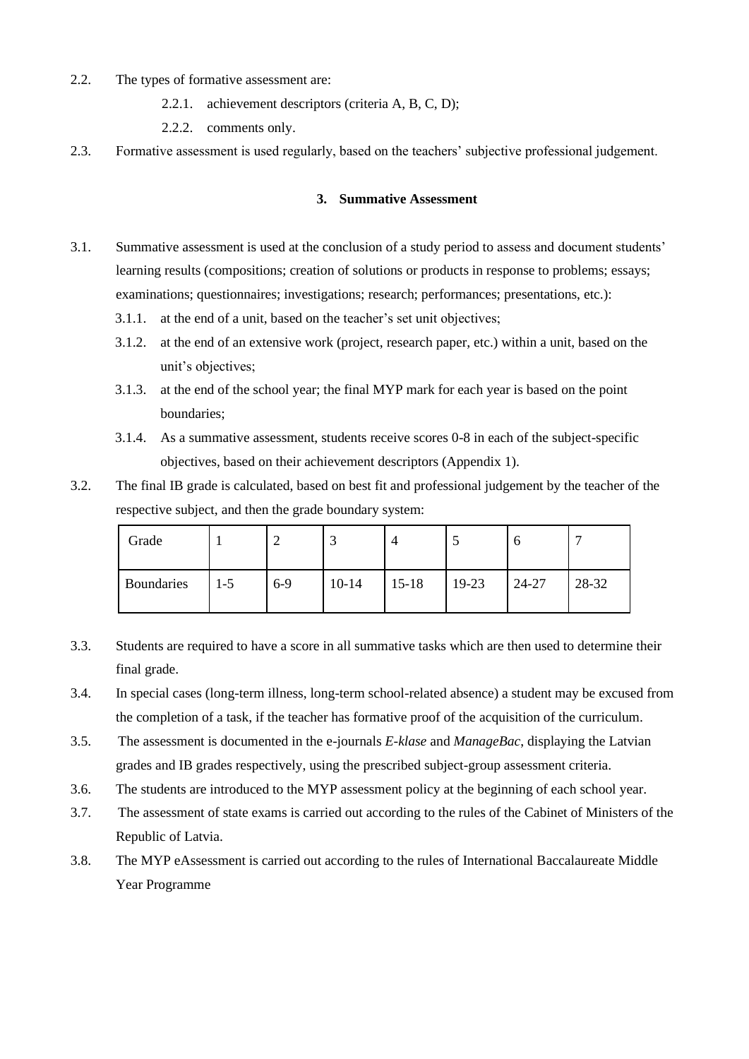2.2. The types of formative assessment are:

   2.2.1. achievement descriptors (criteria A, B, C, D);

   2.2.2. comments only.

2.3. Formative assessment is used regularly, based on the teachers' subjective professional judgement.

### 3. Summative Assessment

3.1. Summative assessment is used at the conclusion of a study period to assess and document students' learning results (compositions; creation of solutions or products in response to problems; essays; examinations; questionnaires; investigations; research; performances; presentations, etc.):

   3.1.1. at the end of a unit, based on the teacher's set unit objectives;

   3.1.2. at the end of an extensive work (project, research paper, etc.) within a unit, based on the unit's objectives;

   3.1.3. at the end of the school year; the final MYP mark for each year is based on the point boundaries;

   3.1.4. As a summative assessment, students receive scores 0-8 in each of the subject-specific objectives, based on their achievement descriptors (Appendix 1).

3.2. The final IB grade is calculated, based on best fit and professional judgement by the teacher of the respective subject, and then the grade boundary system:

| Grade | 1 | 2 | 3 | 4 | 5 | 6 | 7 |
|---|---|---|---|---|---|---|---|
| Boundaries | 1-5 | 6-9 | 10-14 | 15-18 | 19-23 | 24-27 | 28-32 |

3.3. Students are required to have a score in all summative tasks which are then used to determine their final grade.

3.4. In special cases (long-term illness, long-term school-related absence) a student may be excused from the completion of a task, if the teacher has formative proof of the acquisition of the curriculum.

3.5. The assessment is documented in the e-journals *E-klase* and *ManageBac*, displaying the Latvian grades and IB grades respectively, using the prescribed subject-group assessment criteria.

3.6. The students are introduced to the MYP assessment policy at the beginning of each school year.

3.7. The assessment of state exams is carried out according to the rules of the Cabinet of Ministers of the Republic of Latvia.

3.8. The MYP eAssessment is carried out according to the rules of International Baccalaureate Middle Year Programme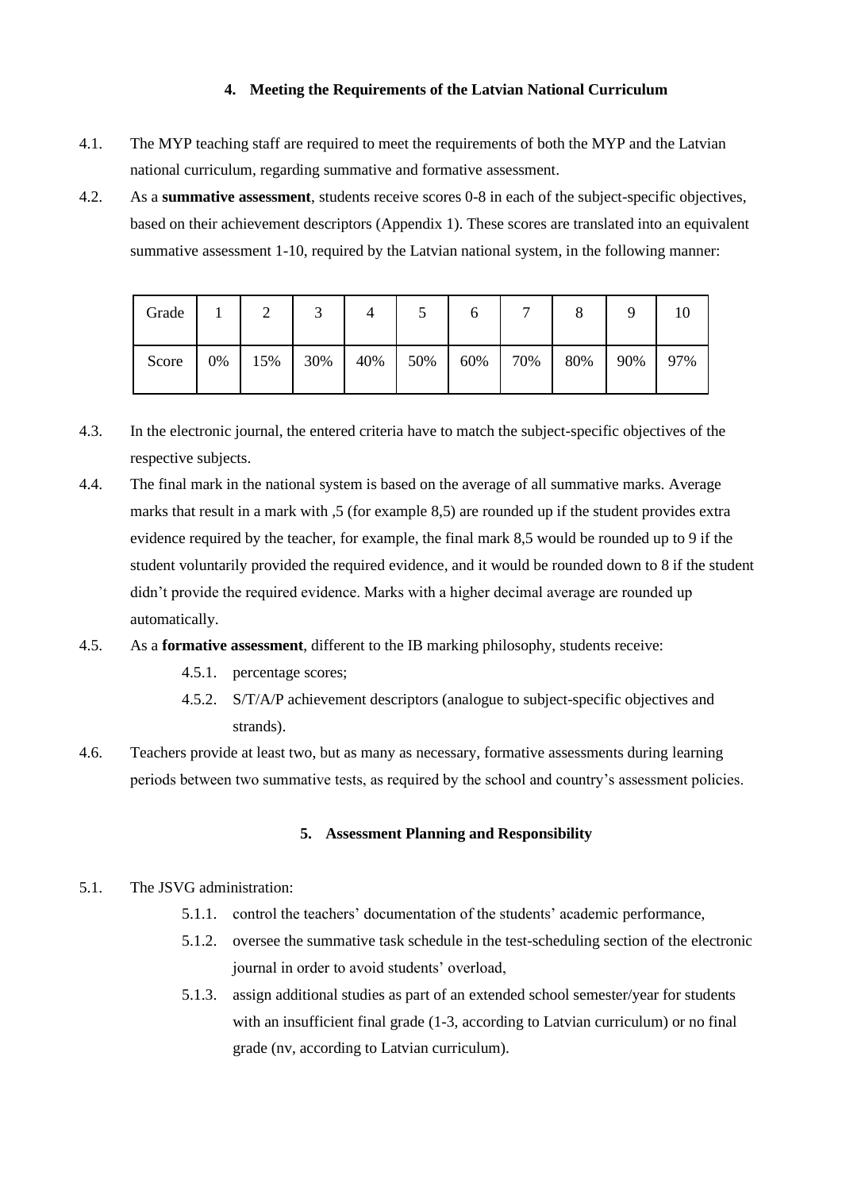## 4. Meeting the Requirements of the Latvian National Curriculum

4.1. The MYP teaching staff are required to meet the requirements of both the MYP and the Latvian national curriculum, regarding summative and formative assessment.

4.2. As a **summative assessment**, students receive scores 0-8 in each of the subject-specific objectives, based on their achievement descriptors (Appendix 1). These scores are translated into an equivalent summative assessment 1-10, required by the Latvian national system, in the following manner:

| Grade | 1 | 2 | 3 | 4 | 5 | 6 | 7 | 8 | 9 | 10 |
|---|---|---|---|---|---|---|---|---|---|---|
| Score | 0% | 15% | 30% | 40% | 50% | 60% | 70% | 80% | 90% | 97% |

4.3. In the electronic journal, the entered criteria have to match the subject-specific objectives of the respective subjects.

4.4. The final mark in the national system is based on the average of all summative marks. Average marks that result in a mark with ,5 (for example 8,5) are rounded up if the student provides extra evidence required by the teacher, for example, the final mark 8,5 would be rounded up to 9 if the student voluntarily provided the required evidence, and it would be rounded down to 8 if the student didn't provide the required evidence. Marks with a higher decimal average are rounded up automatically.

4.5. As a **formative assessment**, different to the IB marking philosophy, students receive:

- 4.5.1. percentage scores;
- 4.5.2. S/T/A/P achievement descriptors (analogue to subject-specific objectives and strands).

4.6. Teachers provide at least two, but as many as necessary, formative assessments during learning periods between two summative tests, as required by the school and country's assessment policies.

## 5. Assessment Planning and Responsibility

5.1. The JSVG administration:

- 5.1.1. control the teachers' documentation of the students' academic performance,
- 5.1.2. oversee the summative task schedule in the test-scheduling section of the electronic journal in order to avoid students' overload,
- 5.1.3. assign additional studies as part of an extended school semester/year for students with an insufficient final grade (1-3, according to Latvian curriculum) or no final grade (nv, according to Latvian curriculum).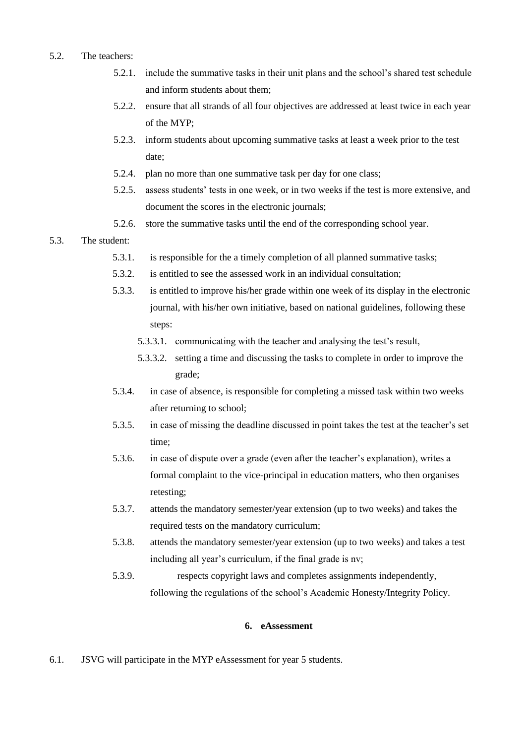5.2. The teachers:

- 5.2.1. include the summative tasks in their unit plans and the school's shared test schedule and inform students about them;
- 5.2.2. ensure that all strands of all four objectives are addressed at least twice in each year of the MYP;
- 5.2.3. inform students about upcoming summative tasks at least a week prior to the test date;
- 5.2.4. plan no more than one summative task per day for one class;
- 5.2.5. assess students' tests in one week, or in two weeks if the test is more extensive, and document the scores in the electronic journals;
- 5.2.6. store the summative tasks until the end of the corresponding school year.

5.3. The student:

- 5.3.1. is responsible for the a timely completion of all planned summative tasks;
- 5.3.2. is entitled to see the assessed work in an individual consultation;
- 5.3.3. is entitled to improve his/her grade within one week of its display in the electronic journal, with his/her own initiative, based on national guidelines, following these steps:
  - 5.3.3.1. communicating with the teacher and analysing the test's result,
  - 5.3.3.2. setting a time and discussing the tasks to complete in order to improve the grade;
- 5.3.4. in case of absence, is responsible for completing a missed task within two weeks after returning to school;
- 5.3.5. in case of missing the deadline discussed in point takes the test at the teacher's set time;
- 5.3.6. in case of dispute over a grade (even after the teacher's explanation), writes a formal complaint to the vice-principal in education matters, who then organises retesting;
- 5.3.7. attends the mandatory semester/year extension (up to two weeks) and takes the required tests on the mandatory curriculum;
- 5.3.8. attends the mandatory semester/year extension (up to two weeks) and takes a test including all year's curriculum, if the final grade is nv;
- 5.3.9. respects copyright laws and completes assignments independently, following the regulations of the school's Academic Honesty/Integrity Policy.

## 6. eAssessment

6.1. JSVG will participate in the MYP eAssessment for year 5 students.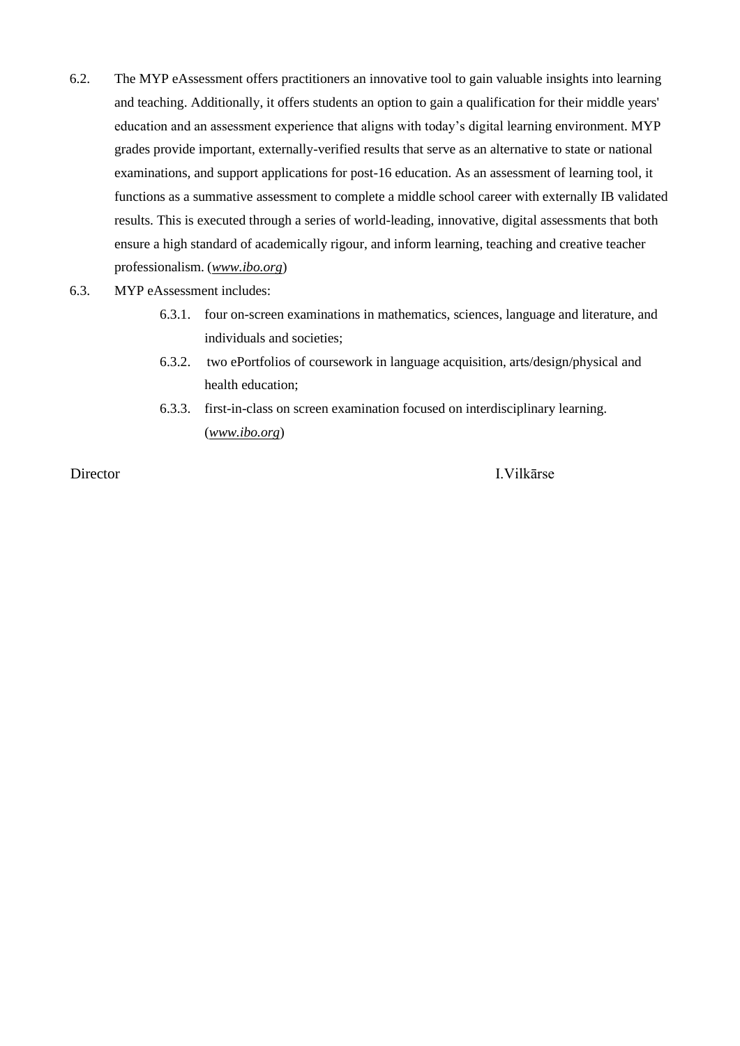6.2. The MYP eAssessment offers practitioners an innovative tool to gain valuable insights into learning and teaching. Additionally, it offers students an option to gain a qualification for their middle years' education and an assessment experience that aligns with today's digital learning environment. MYP grades provide important, externally-verified results that serve as an alternative to state or national examinations, and support applications for post-16 education. As an assessment of learning tool, it functions as a summative assessment to complete a middle school career with externally IB validated results. This is executed through a series of world-leading, innovative, digital assessments that both ensure a high standard of academically rigour, and inform learning, teaching and creative teacher professionalism. (*www.ibo.org*)

6.3. MYP eAssessment includes:

  - 6.3.1. four on-screen examinations in mathematics, sciences, language and literature, and individuals and societies;
  - 6.3.2. two ePortfolios of coursework in language acquisition, arts/design/physical and health education;
  - 6.3.3. first-in-class on screen examination focused on interdisciplinary learning. (*www.ibo.org*)

Director I.Vilkārse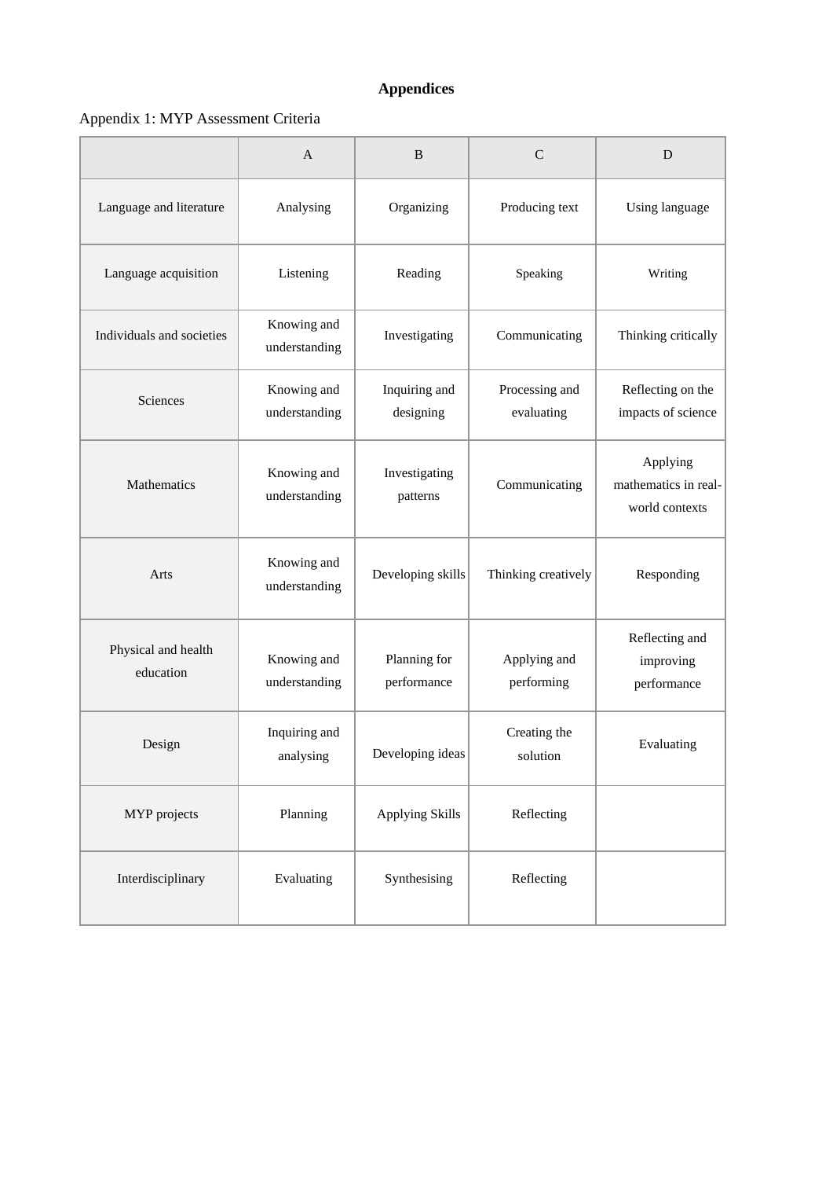# Appendices

Appendix 1: MYP Assessment Criteria

| | A | B | C | D |
|---|---|---|---|---|
| Language and literature | Analysing | Organizing | Producing text | Using language |
| Language acquisition | Listening | Reading | Speaking | Writing |
| Individuals and societies | Knowing and understanding | Investigating | Communicating | Thinking critically |
| Sciences | Knowing and understanding | Inquiring and designing | Processing and evaluating | Reflecting on the impacts of science |
| Mathematics | Knowing and understanding | Investigating patterns | Communicating | Applying mathematics in real-world contexts |
| Arts | Knowing and understanding | Developing skills | Thinking creatively | Responding |
| Physical and health education | Knowing and understanding | Planning for performance | Applying and performing | Reflecting and improving performance |
| Design | Inquiring and analysing | Developing ideas | Creating the solution | Evaluating |
| MYP projects | Planning | Applying Skills | Reflecting | |
| Interdisciplinary | Evaluating | Synthesising | Reflecting | |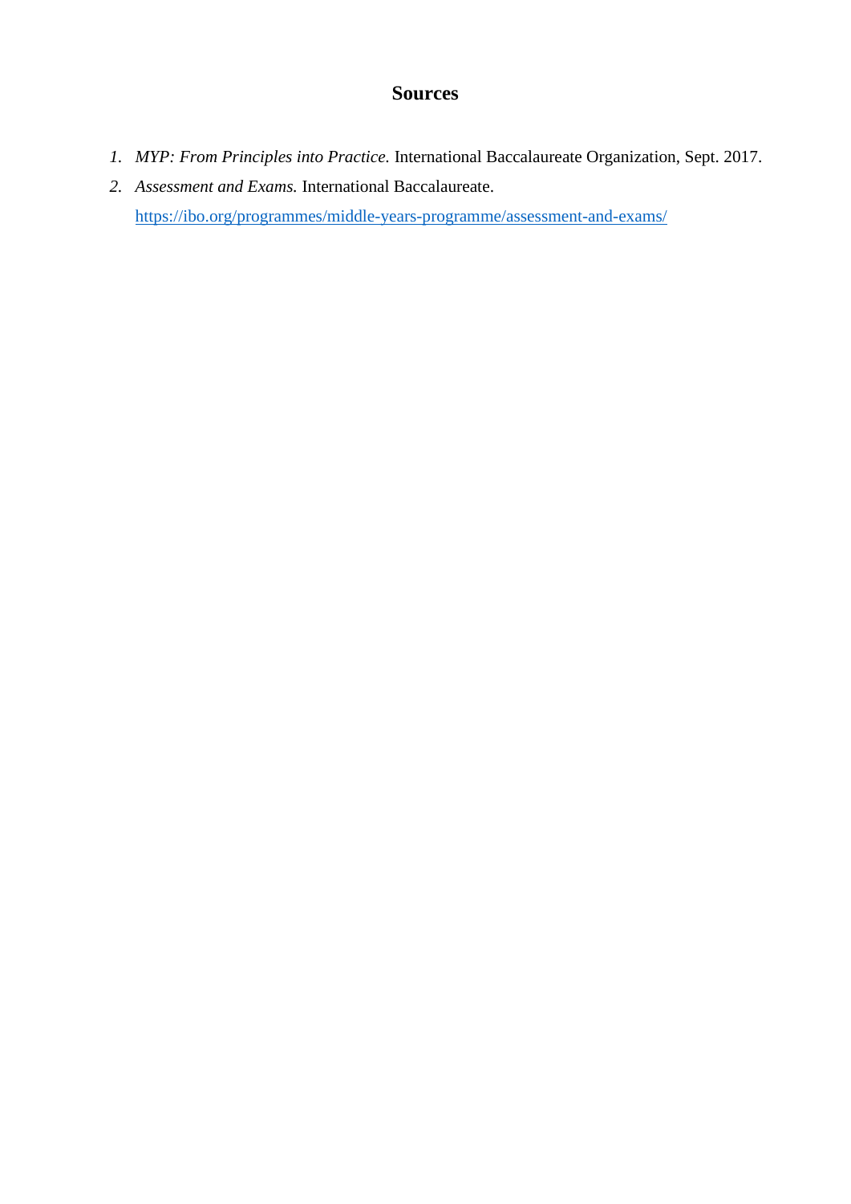## Sources

1. *MYP: From Principles into Practice.* International Baccalaureate Organization, Sept. 2017.
2. *Assessment and Exams.* International Baccalaureate. https://ibo.org/programmes/middle-years-programme/assessment-and-exams/